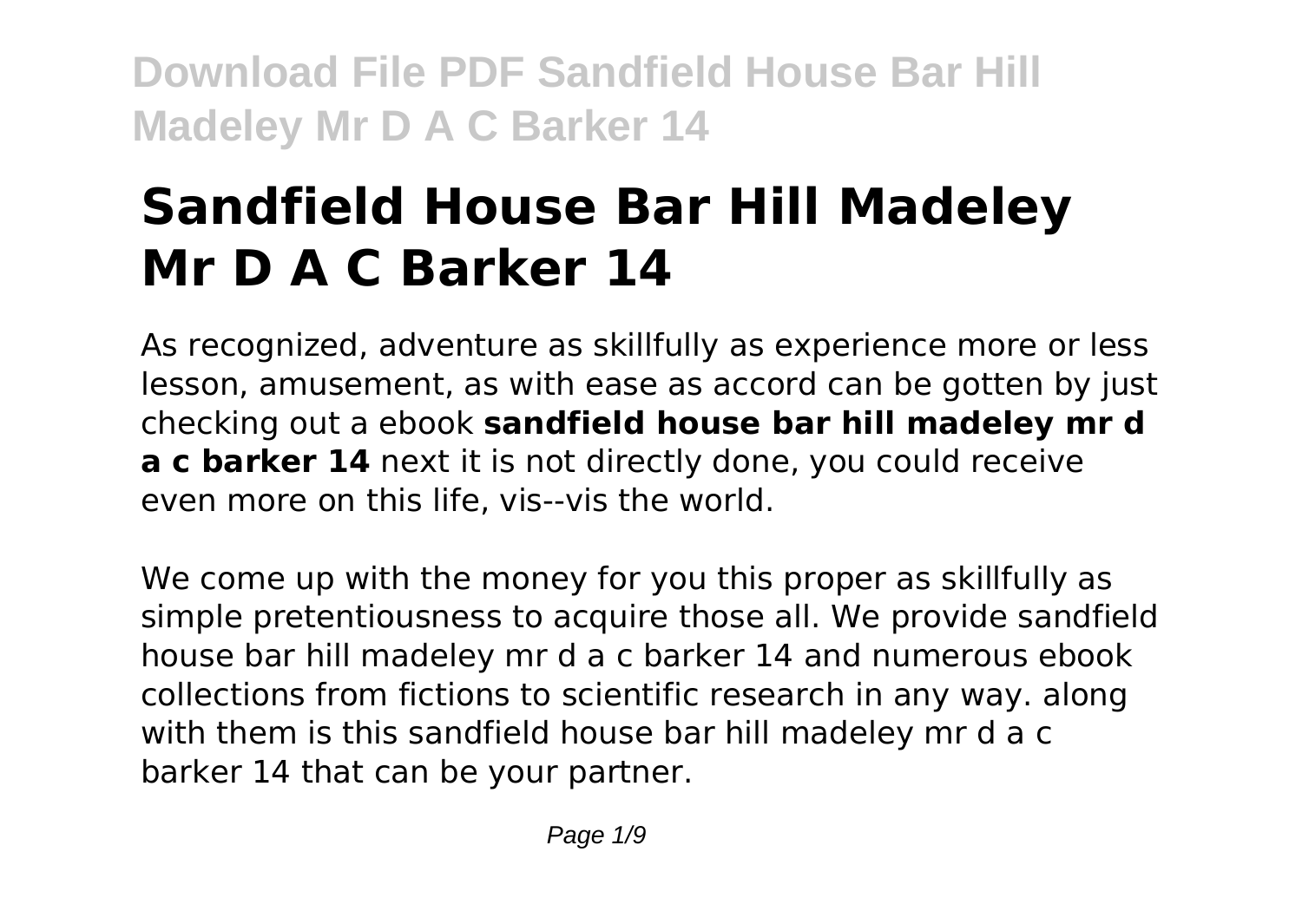# Sandfield House Bar Hill Madeley Mr D A C Barker 14

As recognized, adventure as skillfully as experience more or less lesson, amusement, as with ease as accord can be gotten by just checking out a ebook **sandfield house bar hill madeley mr d a c barker 14** next it is not directly done, you could receive even more on this life, vis--vis the world.

We come up with the money for you this proper as skillfully as simple pretentiousness to acquire those all. We provide sandfield house bar hill madeley mr d a c barker 14 and numerous ebook collections from fictions to scientific research in any way. along with them is this sandfield house bar hill madeley mr d a c barker 14 that can be your partner.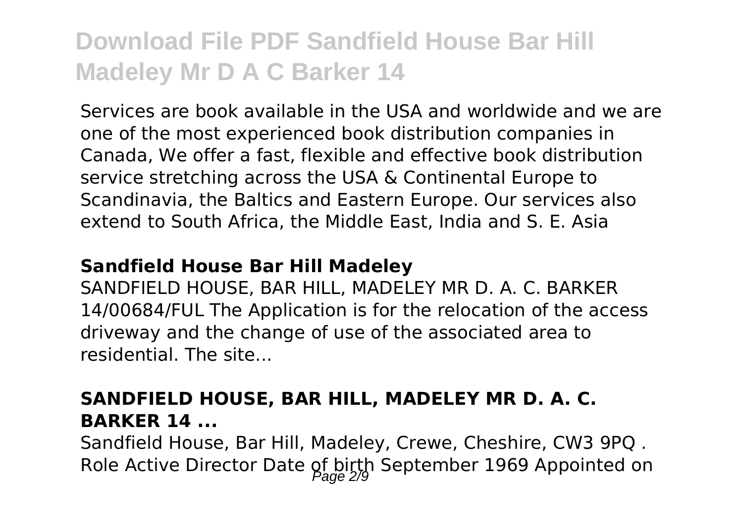Services are book available in the USA and worldwide and we are one of the most experienced book distribution companies in Canada, We offer a fast, flexible and effective book distribution service stretching across the USA & Continental Europe to Scandinavia, the Baltics and Eastern Europe. Our services also extend to South Africa, the Middle East, India and S. E. Asia

### Sandfield House Bar Hill Madeley

SANDFIELD HOUSE, BAR HILL, MADELEY MR D. A. C. BARKER 14/00684/FUL The Application is for the relocation of the access driveway and the change of use of the associated area to residential. The site...

### SANDFIELD HOUSE, BAR HILL, MADELEY MR D. A. C. BARKER 14 ...

Sandfield House, Bar Hill, Madeley, Crewe, Cheshire, CW3 9PQ . Role Active Director Date of birth September 1969 Appointed on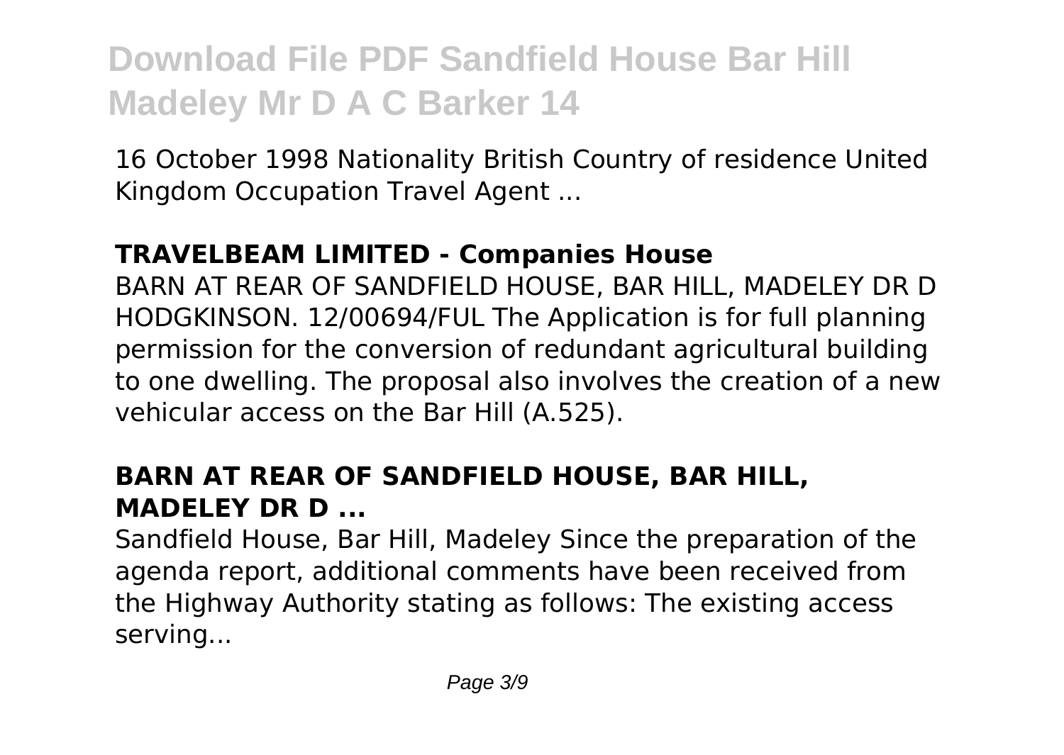# Download File PDF Sandfield House Bar Hill Madeley Mr D A C Barker 14

16 October 1998 Nationality British Country of residence United Kingdom Occupation Travel Agent ...

### TRAVELBEAM LIMITED - Companies House

BARN AT REAR OF SANDFIELD HOUSE, BAR HILL, MADELEY DR D HODGKINSON. 12/00694/FUL The Application is for full planning permission for the conversion of redundant agricultural building to one dwelling. The proposal also involves the creation of a new vehicular access on the Bar Hill (A.525).

### BARN AT REAR OF SANDFIELD HOUSE, BAR HILL, MADELEY DR D ...

Sandfield House, Bar Hill, Madeley Since the preparation of the agenda report, additional comments have been received from the Highway Authority stating as follows: The existing access serving...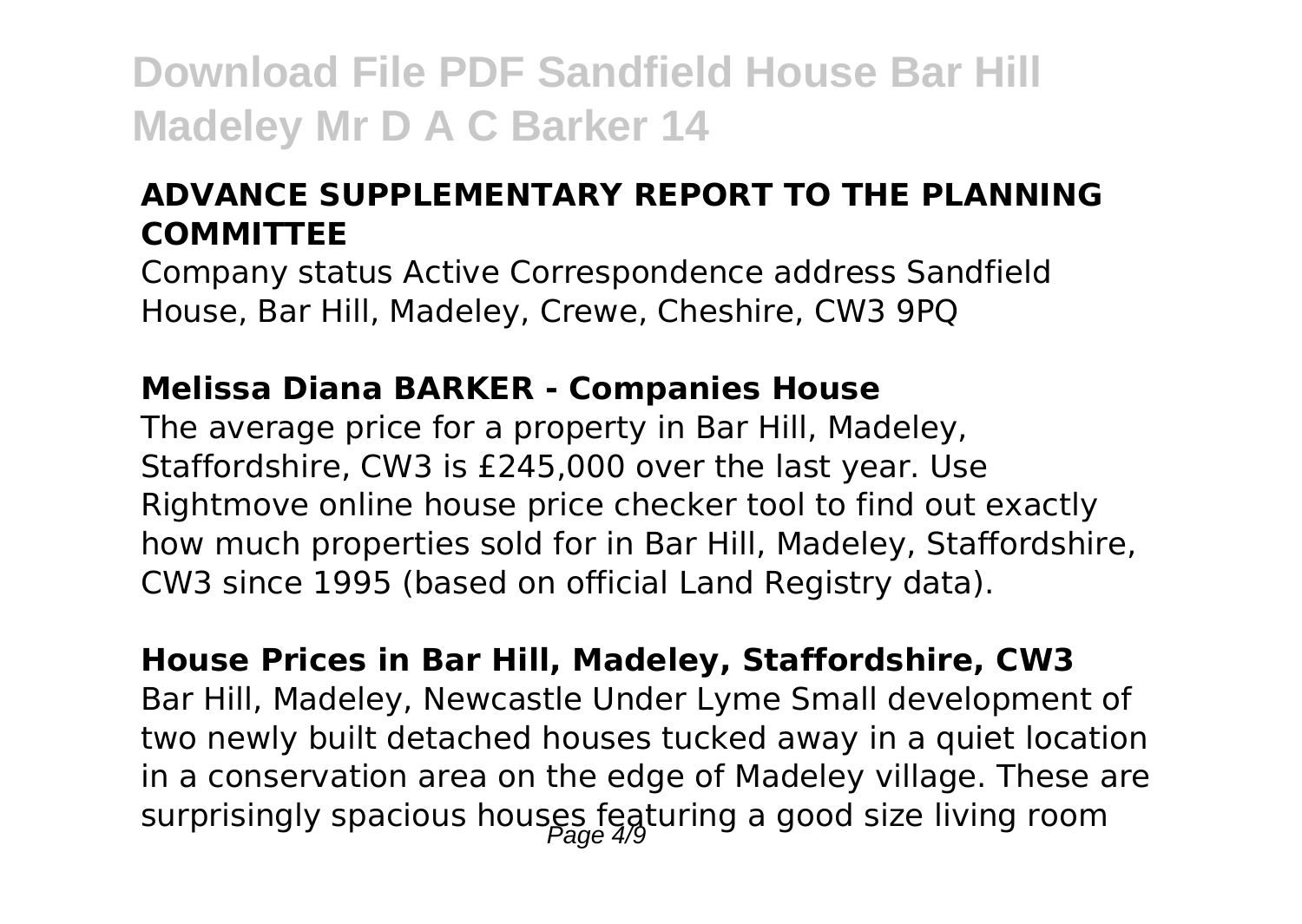### ADVANCE SUPPLEMENTARY REPORT TO THE PLANNING COMMITTEE

Company status Active Correspondence address Sandfield House, Bar Hill, Madeley, Crewe, Cheshire, CW3 9PQ

### Melissa Diana BARKER - Companies House

The average price for a property in Bar Hill, Madeley, Staffordshire, CW3 is £245,000 over the last year. Use Rightmove online house price checker tool to find out exactly how much properties sold for in Bar Hill, Madeley, Staffordshire, CW3 since 1995 (based on official Land Registry data).

### House Prices in Bar Hill, Madeley, Staffordshire, CW3

Bar Hill, Madeley, Newcastle Under Lyme Small development of two newly built detached houses tucked away in a quiet location in a conservation area on the edge of Madeley village. These are surprisingly spacious houses featuring a good size living room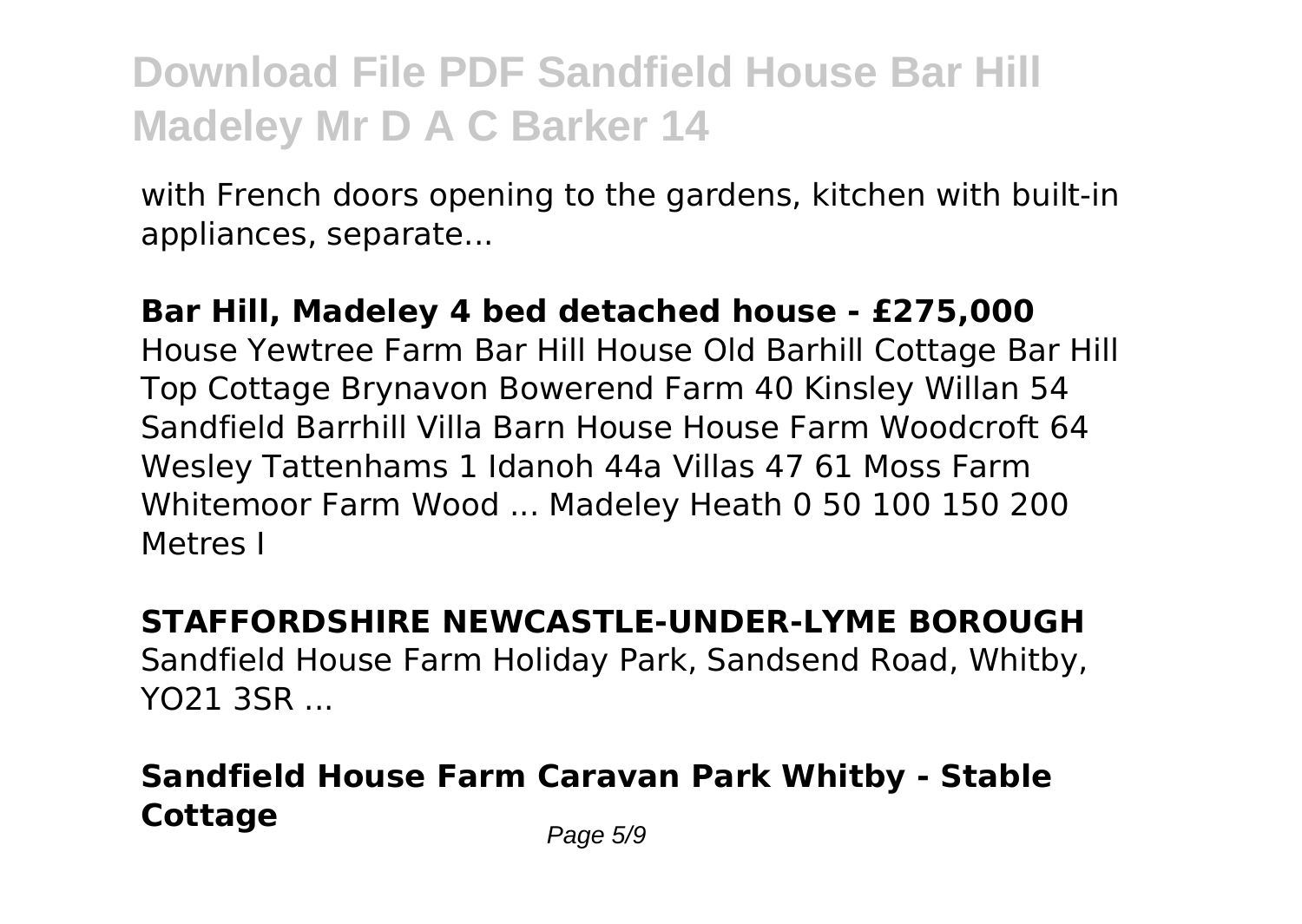with French doors opening to the gardens, kitchen with built-in appliances, separate...

**Bar Hill, Madeley 4 bed detached house - £275,000**

House Yewtree Farm Bar Hill House Old Barhill Cottage Bar Hill Top Cottage Brynavon Bowerend Farm 40 Kinsley Willan 54 Sandfield Barrhill Villa Barn House House Farm Woodcroft 64 Wesley Tattenhams 1 Idanoh 44a Villas 47 61 Moss Farm Whitemoor Farm Wood ... Madeley Heath 0 50 100 150 200 Metres I

**STAFFORDSHIRE NEWCASTLE-UNDER-LYME BOROUGH**

Sandfield House Farm Holiday Park, Sandsend Road, Whitby, YO21 3SR ...

**Sandfield House Farm Caravan Park Whitby - Stable Cottage**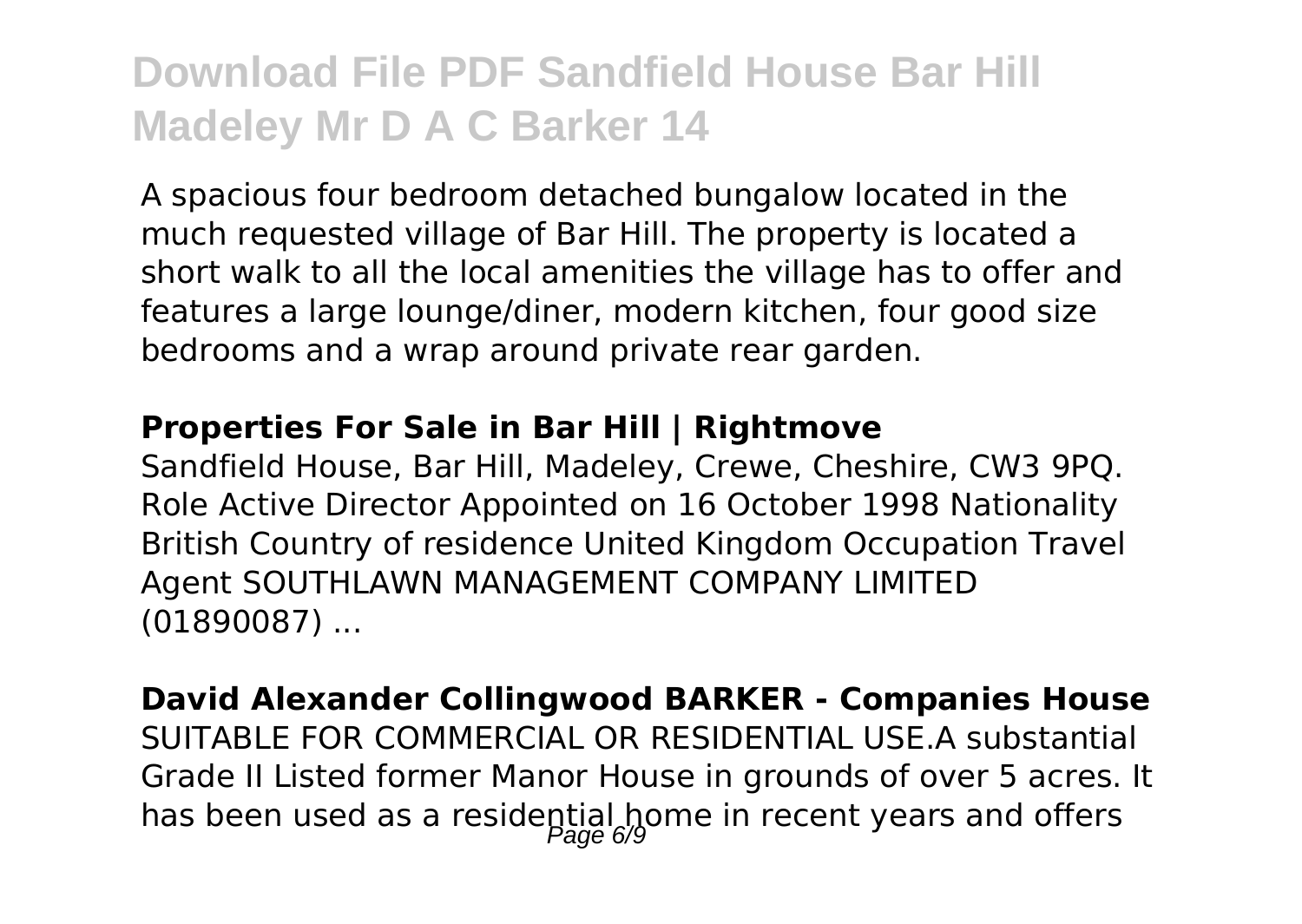A spacious four bedroom detached bungalow located in the much requested village of Bar Hill. The property is located a short walk to all the local amenities the village has to offer and features a large lounge/diner, modern kitchen, four good size bedrooms and a wrap around private rear garden.

**Properties For Sale in Bar Hill | Rightmove**

Sandfield House, Bar Hill, Madeley, Crewe, Cheshire, CW3 9PQ. Role Active Director Appointed on 16 October 1998 Nationality British Country of residence United Kingdom Occupation Travel Agent SOUTHLAWN MANAGEMENT COMPANY LIMITED (01890087) ...

**David Alexander Collingwood BARKER - Companies House**

SUITABLE FOR COMMERCIAL OR RESIDENTIAL USE.A substantial Grade II Listed former Manor House in grounds of over 5 acres. It has been used as a residential home in recent years and offers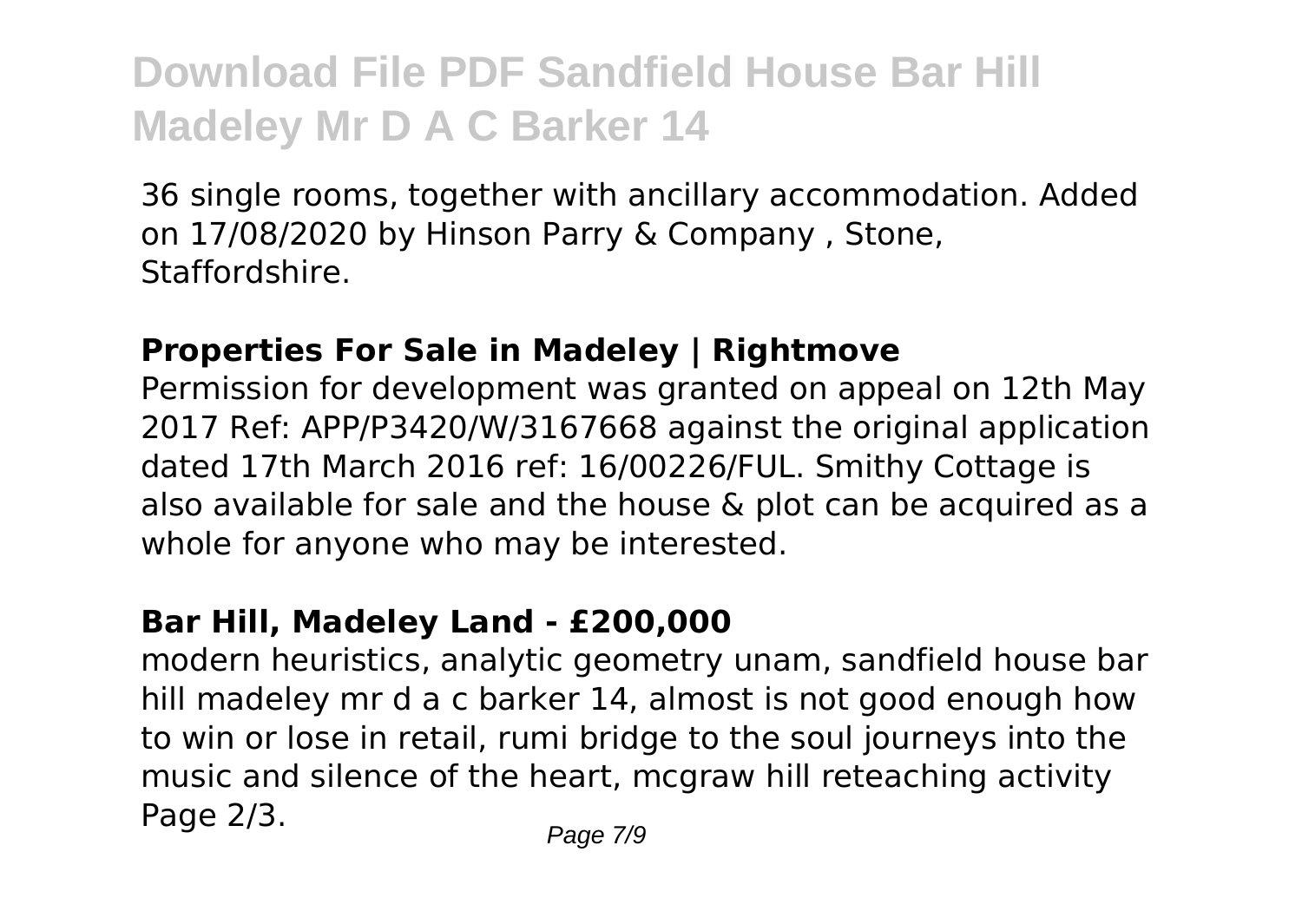36 single rooms, together with ancillary accommodation. Added on 17/08/2020 by Hinson Parry & Company , Stone, Staffordshire.

### Properties For Sale in Madeley | Rightmove

Permission for development was granted on appeal on 12th May 2017 Ref: APP/P3420/W/3167668 against the original application dated 17th March 2016 ref: 16/00226/FUL. Smithy Cottage is also available for sale and the house & plot can be acquired as a whole for anyone who may be interested.

### Bar Hill, Madeley Land - £200,000

modern heuristics, analytic geometry unam, sandfield house bar hill madeley mr d a c barker 14, almost is not good enough how to win or lose in retail, rumi bridge to the soul journeys into the music and silence of the heart, mcgraw hill reteaching activity Page 2/3.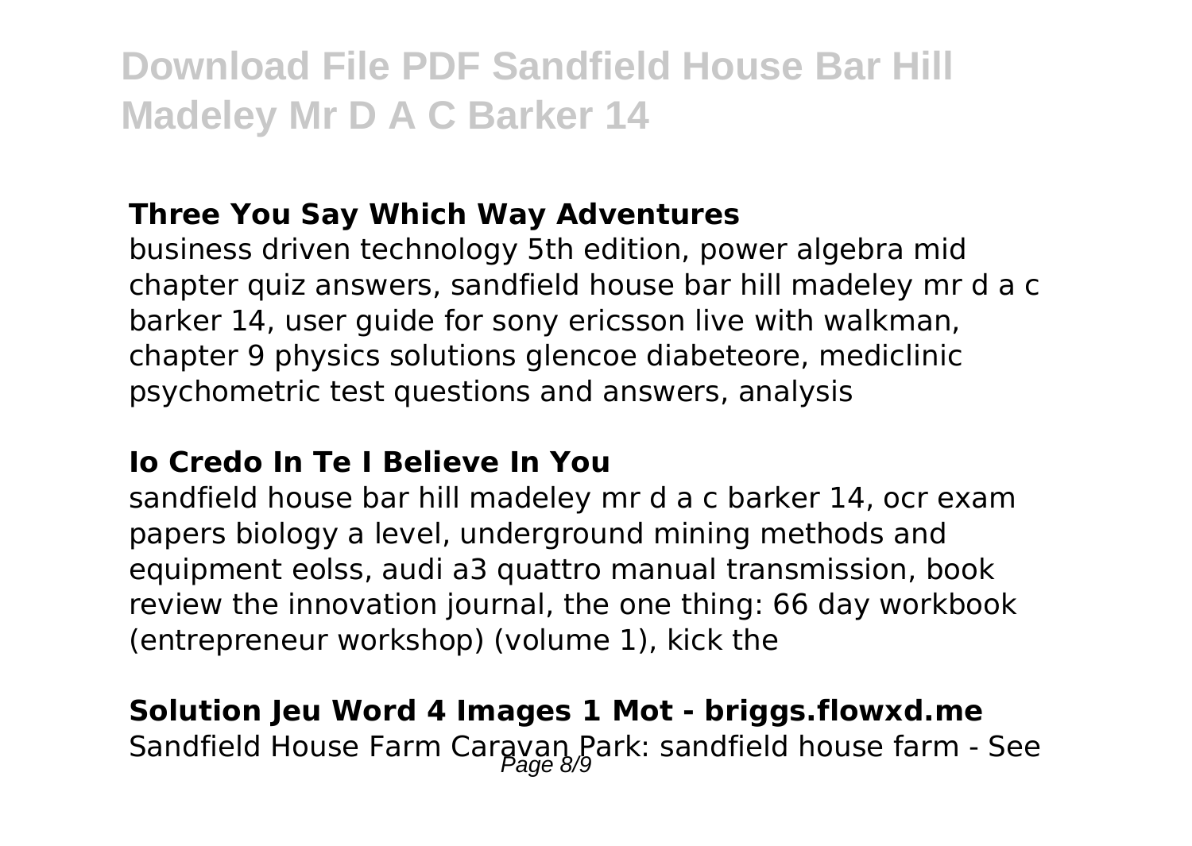**Three You Say Which Way Adventures**

business driven technology 5th edition, power algebra mid chapter quiz answers, sandfield house bar hill madeley mr d a c barker 14, user guide for sony ericsson live with walkman, chapter 9 physics solutions glencoe diabeteore, mediclinic psychometric test questions and answers, analysis

**Io Credo In Te I Believe In You**

sandfield house bar hill madeley mr d a c barker 14, ocr exam papers biology a level, underground mining methods and equipment eolss, audi a3 quattro manual transmission, book review the innovation journal, the one thing: 66 day workbook (entrepreneur workshop) (volume 1), kick the

**Solution Jeu Word 4 Images 1 Mot - briggs.flowxd.me**

Sandfield House Farm Caravan Park: sandfield house farm - See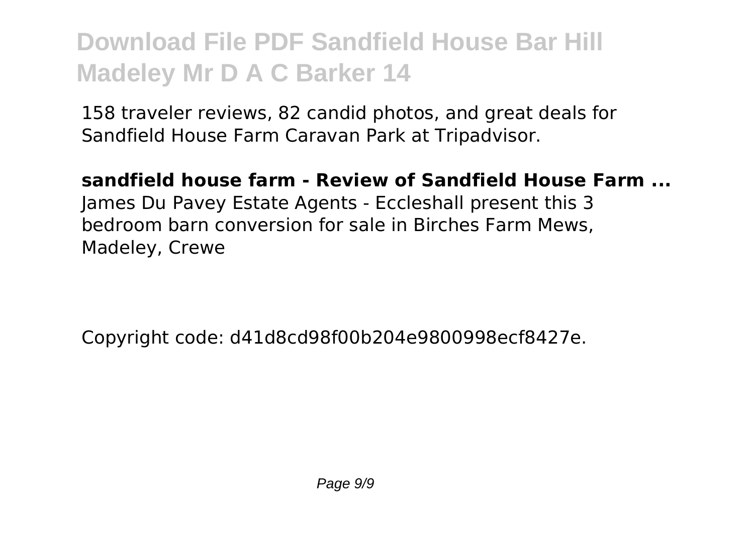158 traveler reviews, 82 candid photos, and great deals for Sandfield House Farm Caravan Park at Tripadvisor.

**sandfield house farm - Review of Sandfield House Farm ...**

James Du Pavey Estate Agents - Eccleshall present this 3 bedroom barn conversion for sale in Birches Farm Mews, Madeley, Crewe

Copyright code: d41d8cd98f00b204e9800998ecf8427e.